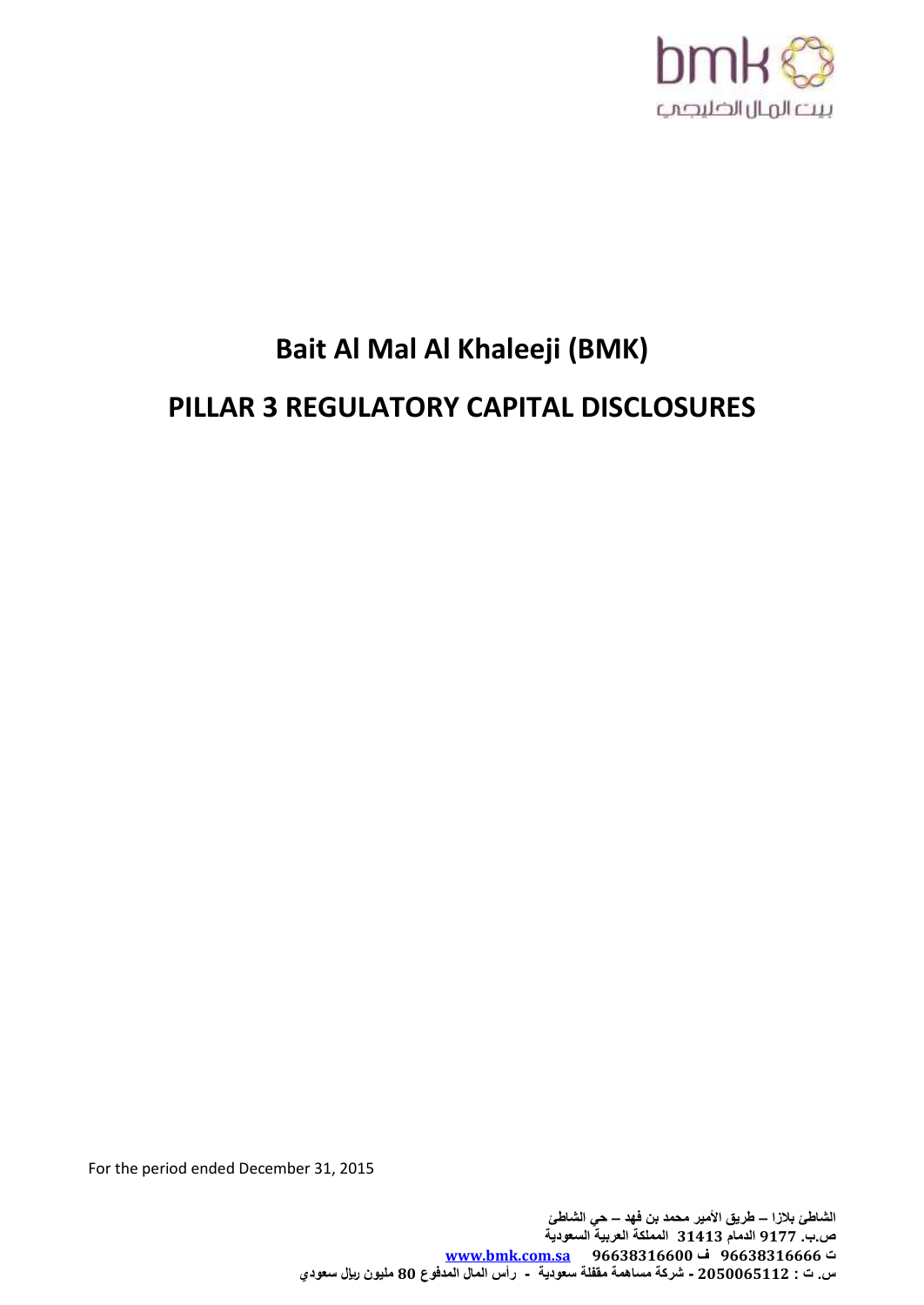bmk

بيت المال الخليجي

# Bait Al Mal Al Khaleeji (BMK)

# PILLAR 3 REGULATORY CAPITAL DISCLOSURES

For the period ended December 31, 2015

الشاطئ بلازا – طريق الأمير محمد بن فهد – حي الشاطئ
ص.ب. 9177 الدمام 31413 المملكة العربية السعودية
ت 96638316666 ف 96638316600 www.bmk.com.sa
س. ت : 2050065112 - شركة مساهمة مقفلة سعودية - رأس المال المدفوع 80 مليون ريال سعودي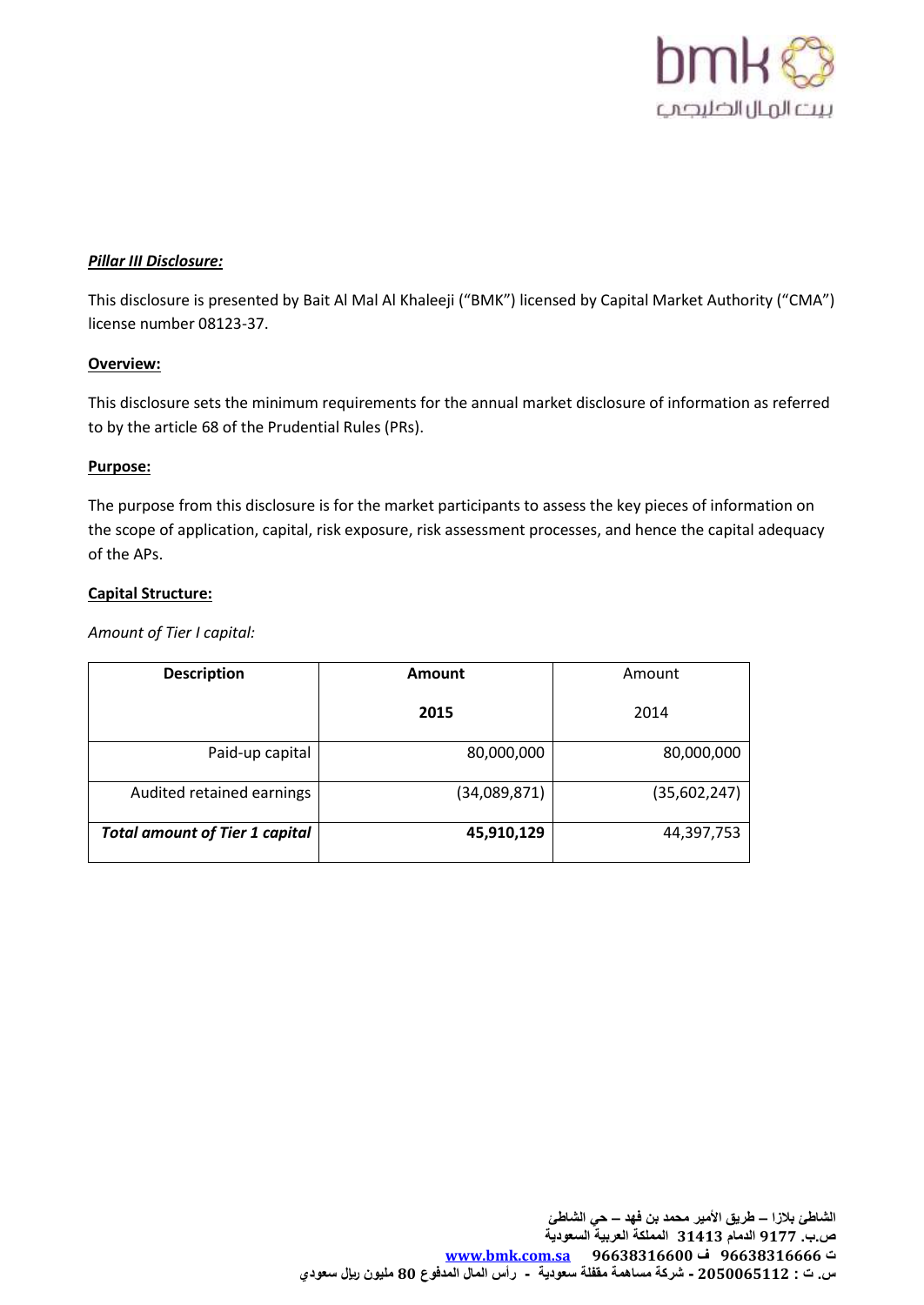***Pillar III Disclosure:***

This disclosure is presented by Bait Al Mal Al Khaleeji ("BMK") licensed by Capital Market Authority ("CMA") license number 08123-37.

**Overview:**

This disclosure sets the minimum requirements for the annual market disclosure of information as referred to by the article 68 of the Prudential Rules (PRs).

**Purpose:**

The purpose from this disclosure is for the market participants to assess the key pieces of information on the scope of application, capital, risk exposure, risk assessment processes, and hence the capital adequacy of the APs.

**Capital Structure:**

*Amount of Tier I capital:*

| **Description** | **Amount 2015** | Amount 2014 |
|---|---|---|
| Paid-up capital | 80,000,000 | 80,000,000 |
| Audited retained earnings | (34,089,871) | (35,602,247) |
| ***Total amount of Tier 1 capital*** | **45,910,129** | 44,397,753 |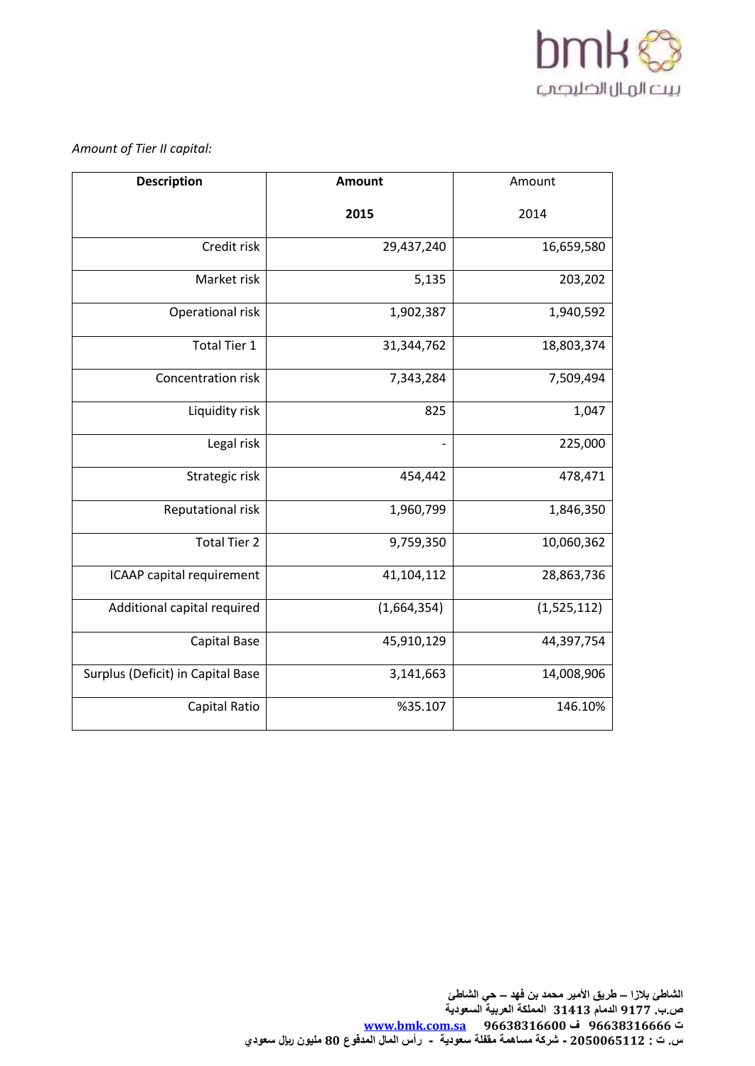*Amount of Tier II capital:*

| Description | Amount<br><br>2015 | Amount<br><br>2014 |
|---|---|---|
| Credit risk | 29,437,240 | 16,659,580 |
| Market risk | 5,135 | 203,202 |
| Operational risk | 1,902,387 | 1,940,592 |
| Total Tier 1 | 31,344,762 | 18,803,374 |
| Concentration risk | 7,343,284 | 7,509,494 |
| Liquidity risk | 825 | 1,047 |
| Legal risk | - | 225,000 |
| Strategic risk | 454,442 | 478,471 |
| Reputational risk | 1,960,799 | 1,846,350 |
| Total Tier 2 | 9,759,350 | 10,060,362 |
| ICAAP capital requirement | 41,104,112 | 28,863,736 |
| Additional capital required | (1,664,354) | (1,525,112) |
| Capital Base | 45,910,129 | 44,397,754 |
| Surplus (Deficit) in Capital Base | 3,141,663 | 14,008,906 |
| Capital Ratio | %35.107 | 146.10% |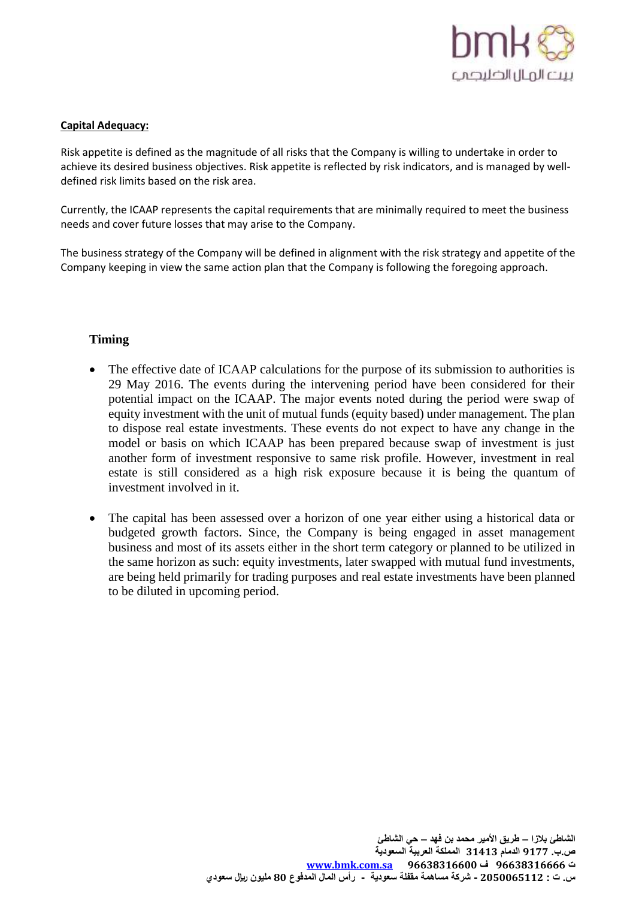**Capital Adequacy:**

Risk appetite is defined as the magnitude of all risks that the Company is willing to undertake in order to achieve its desired business objectives. Risk appetite is reflected by risk indicators, and is managed by well-defined risk limits based on the risk area.

Currently, the ICAAP represents the capital requirements that are minimally required to meet the business needs and cover future losses that may arise to the Company.

The business strategy of the Company will be defined in alignment with the risk strategy and appetite of the Company keeping in view the same action plan that the Company is following the foregoing approach.

### Timing

- The effective date of ICAAP calculations for the purpose of its submission to authorities is 29 May 2016. The events during the intervening period have been considered for their potential impact on the ICAAP. The major events noted during the period were swap of equity investment with the unit of mutual funds (equity based) under management. The plan to dispose real estate investments. These events do not expect to have any change in the model or basis on which ICAAP has been prepared because swap of investment is just another form of investment responsive to same risk profile. However, investment in real estate is still considered as a high risk exposure because it is being the quantum of investment involved in it.

- The capital has been assessed over a horizon of one year either using a historical data or budgeted growth factors. Since, the Company is being engaged in asset management business and most of its assets either in the short term category or planned to be utilized in the same horizon as such: equity investments, later swapped with mutual fund investments, are being held primarily for trading purposes and real estate investments have been planned to be diluted in upcoming period.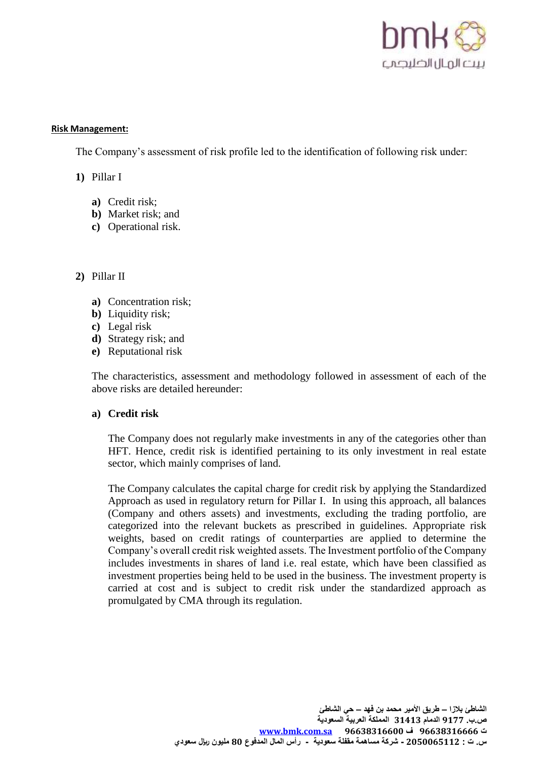**Risk Management:**

The Company's assessment of risk profile led to the identification of following risk under:

1) Pillar I

   a) Credit risk;
   b) Market risk; and
   c) Operational risk.

2) Pillar II

   a) Concentration risk;
   b) Liquidity risk;
   c) Legal risk
   d) Strategy risk; and
   e) Reputational risk

The characteristics, assessment and methodology followed in assessment of each of the above risks are detailed hereunder:

**a) Credit risk**

The Company does not regularly make investments in any of the categories other than HFT. Hence, credit risk is identified pertaining to its only investment in real estate sector, which mainly comprises of land.

The Company calculates the capital charge for credit risk by applying the Standardized Approach as used in regulatory return for Pillar I. In using this approach, all balances (Company and others assets) and investments, excluding the trading portfolio, are categorized into the relevant buckets as prescribed in guidelines. Appropriate risk weights, based on credit ratings of counterparties are applied to determine the Company's overall credit risk weighted assets. The Investment portfolio of the Company includes investments in shares of land i.e. real estate, which have been classified as investment properties being held to be used in the business. The investment property is carried at cost and is subject to credit risk under the standardized approach as promulgated by CMA through its regulation.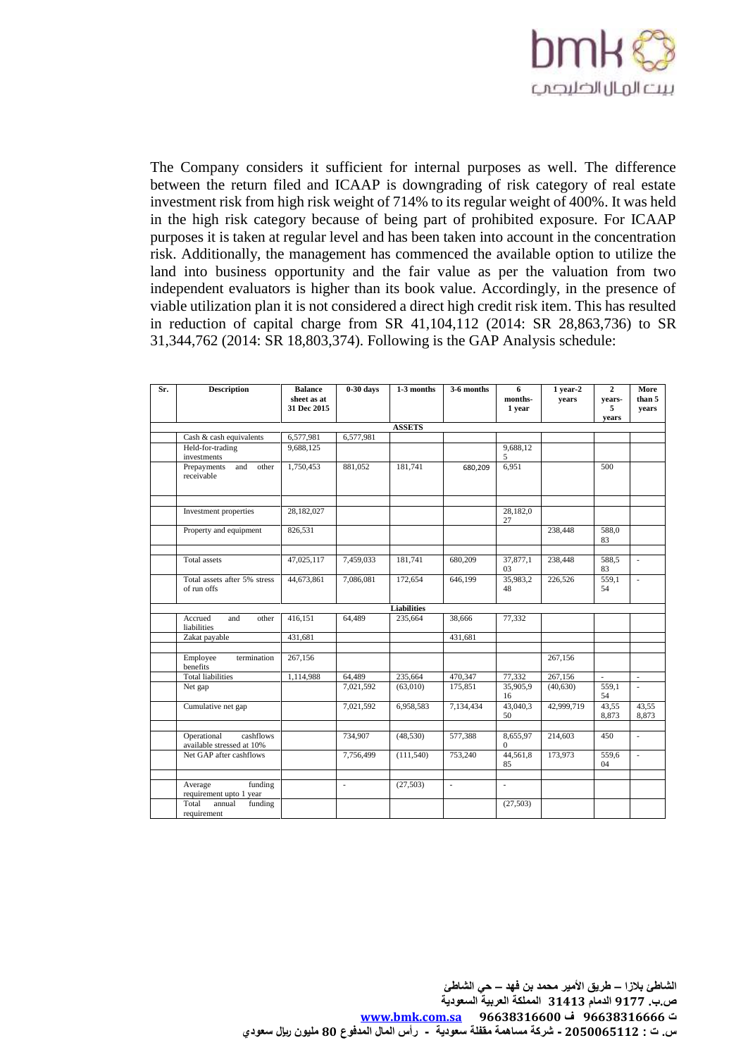The Company considers it sufficient for internal purposes as well. The difference between the return filed and ICAAP is downgrading of risk category of real estate investment risk from high risk weight of 714% to its regular weight of 400%. It was held in the high risk category because of being part of prohibited exposure. For ICAAP purposes it is taken at regular level and has been taken into account in the concentration risk. Additionally, the management has commenced the available option to utilize the land into business opportunity and the fair value as per the valuation from two independent evaluators is higher than its book value. Accordingly, in the presence of viable utilization plan it is not considered a direct high credit risk item. This has resulted in reduction of capital charge from SR 41,104,112 (2014: SR 28,863,736) to SR 31,344,762 (2014: SR 18,803,374). Following is the GAP Analysis schedule:

| Sr. | Description | Balance sheet as at 31 Dec 2015 | 0-30 days | 1-3 months | 3-6 months | 6 months-1 year | 1 year-2 years | 2 years-5 years | More than 5 years |
|---|---|---|---|---|---|---|---|---|---|
| | | | | **ASSETS** | | | | | |
| | Cash & cash equivalents | 6,577,981 | 6,577,981 | | | | | | |
| | Held-for-trading investments | 9,688,125 | | | | 9,688,125 | | | |
| | Prepayments and other receivable | 1,750,453 | 881,052 | 181,741 | 680,209 | 6,951 | | 500 | |
| | | | | | | | | | |
| | Investment properties | 28,182,027 | | | | 28,182,027 | | | |
| | Property and equipment | 826,531 | | | | | 238,448 | 588,083 | |
| | | | | | | | | | |
| | Total assets | 47,025,117 | 7,459,033 | 181,741 | 680,209 | 37,877,103 | 238,448 | 588,583 | - |
| | Total assets after 5% stress of run offs | 44,673,861 | 7,086,081 | 172,654 | 646,199 | 35,983,248 | 226,526 | 559,154 | - |
| | | | | **Liabilities** | | | | | |
| | Accrued and other liabilities | 416,151 | 64,489 | 235,664 | 38,666 | 77,332 | | | |
| | Zakat payable | 431,681 | | | 431,681 | | | | |
| | | | | | | | | | |
| | Employee termination benefits | 267,156 | | | | | 267,156 | | |
| | Total liabilities | 1,114,988 | 64,489 | 235,664 | 470,347 | 77,332 | 267,156 | - | - |
| | Net gap | | 7,021,592 | (63,010) | 175,851 | 35,905,916 | (40,630) | 559,154 | - |
| | Cumulative net gap | | 7,021,592 | 6,958,583 | 7,134,434 | 43,040,350 | 42,999,719 | 43,558,873 | 43,558,873 |
| | | | | | | | | | |
| | Operational cashflows available stressed at 10% | | 734,907 | (48,530) | 577,388 | 8,655,970 | 214,603 | 450 | - |
| | Net GAP after cashflows | | 7,756,499 | (111,540) | 753,240 | 44,561,885 | 173,973 | 559,604 | - |
| | | | | | | | | | |
| | Average funding requirement upto 1 year | | - | (27,503) | - | - | | | |
| | Total annual funding requirement | | | | | (27,503) | | | |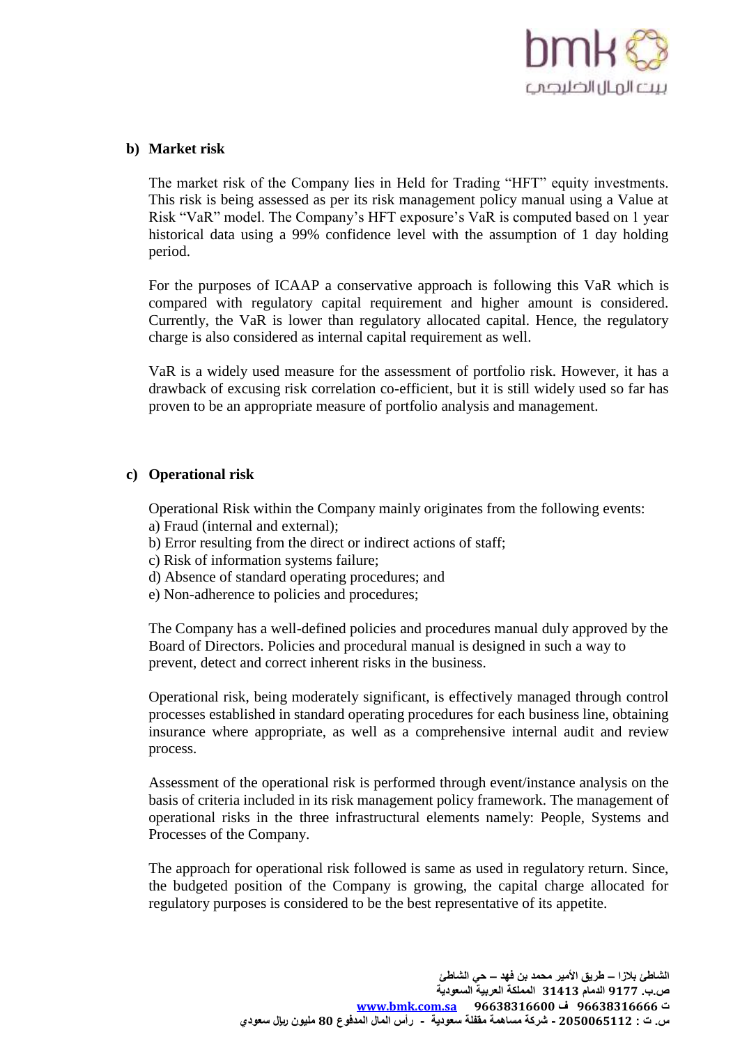## b) Market risk

The market risk of the Company lies in Held for Trading "HFT" equity investments. This risk is being assessed as per its risk management policy manual using a Value at Risk "VaR" model. The Company's HFT exposure's VaR is computed based on 1 year historical data using a 99% confidence level with the assumption of 1 day holding period.

For the purposes of ICAAP a conservative approach is following this VaR which is compared with regulatory capital requirement and higher amount is considered. Currently, the VaR is lower than regulatory allocated capital. Hence, the regulatory charge is also considered as internal capital requirement as well.

VaR is a widely used measure for the assessment of portfolio risk. However, it has a drawback of excusing risk correlation co-efficient, but it is still widely used so far has proven to be an appropriate measure of portfolio analysis and management.

## c) Operational risk

Operational Risk within the Company mainly originates from the following events:
a) Fraud (internal and external);
b) Error resulting from the direct or indirect actions of staff;
c) Risk of information systems failure;
d) Absence of standard operating procedures; and
e) Non-adherence to policies and procedures;

The Company has a well-defined policies and procedures manual duly approved by the Board of Directors. Policies and procedural manual is designed in such a way to prevent, detect and correct inherent risks in the business.

Operational risk, being moderately significant, is effectively managed through control processes established in standard operating procedures for each business line, obtaining insurance where appropriate, as well as a comprehensive internal audit and review process.

Assessment of the operational risk is performed through event/instance analysis on the basis of criteria included in its risk management policy framework. The management of operational risks in the three infrastructural elements namely: People, Systems and Processes of the Company.

The approach for operational risk followed is same as used in regulatory return. Since, the budgeted position of the Company is growing, the capital charge allocated for regulatory purposes is considered to be the best representative of its appetite.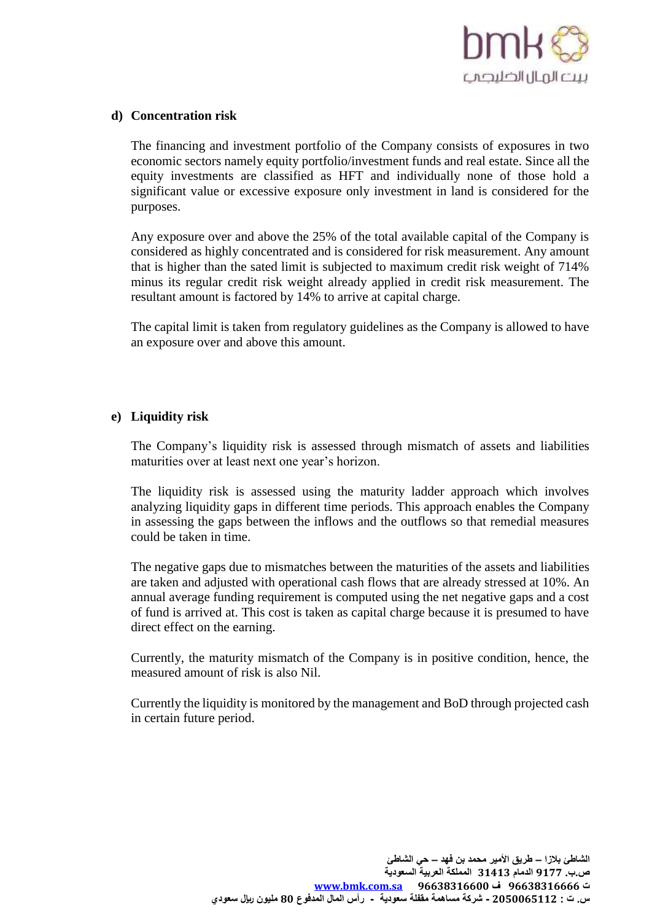## d) Concentration risk

The financing and investment portfolio of the Company consists of exposures in two economic sectors namely equity portfolio/investment funds and real estate. Since all the equity investments are classified as HFT and individually none of those hold a significant value or excessive exposure only investment in land is considered for the purposes.

Any exposure over and above the 25% of the total available capital of the Company is considered as highly concentrated and is considered for risk measurement. Any amount that is higher than the sated limit is subjected to maximum credit risk weight of 714% minus its regular credit risk weight already applied in credit risk measurement. The resultant amount is factored by 14% to arrive at capital charge.

The capital limit is taken from regulatory guidelines as the Company is allowed to have an exposure over and above this amount.

## e) Liquidity risk

The Company's liquidity risk is assessed through mismatch of assets and liabilities maturities over at least next one year's horizon.

The liquidity risk is assessed using the maturity ladder approach which involves analyzing liquidity gaps in different time periods. This approach enables the Company in assessing the gaps between the inflows and the outflows so that remedial measures could be taken in time.

The negative gaps due to mismatches between the maturities of the assets and liabilities are taken and adjusted with operational cash flows that are already stressed at 10%. An annual average funding requirement is computed using the net negative gaps and a cost of fund is arrived at. This cost is taken as capital charge because it is presumed to have direct effect on the earning.

Currently, the maturity mismatch of the Company is in positive condition, hence, the measured amount of risk is also Nil.

Currently the liquidity is monitored by the management and BoD through projected cash in certain future period.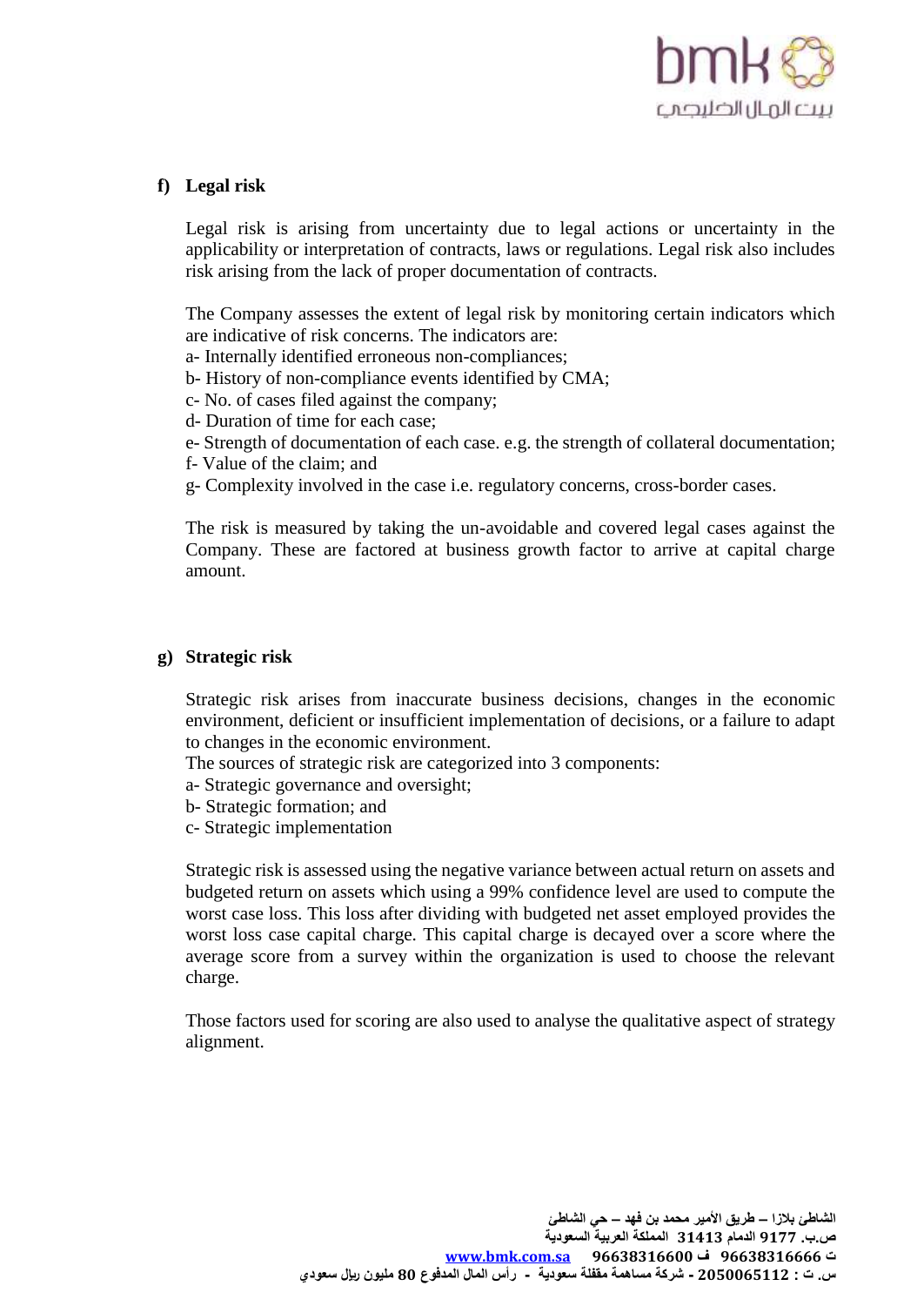## f) Legal risk

Legal risk is arising from uncertainty due to legal actions or uncertainty in the applicability or interpretation of contracts, laws or regulations. Legal risk also includes risk arising from the lack of proper documentation of contracts.

The Company assesses the extent of legal risk by monitoring certain indicators which are indicative of risk concerns. The indicators are:
a- Internally identified erroneous non-compliances;
b- History of non-compliance events identified by CMA;
c- No. of cases filed against the company;
d- Duration of time for each case;
e- Strength of documentation of each case. e.g. the strength of collateral documentation;
f- Value of the claim; and
g- Complexity involved in the case i.e. regulatory concerns, cross-border cases.

The risk is measured by taking the un-avoidable and covered legal cases against the Company. These are factored at business growth factor to arrive at capital charge amount.

## g) Strategic risk

Strategic risk arises from inaccurate business decisions, changes in the economic environment, deficient or insufficient implementation of decisions, or a failure to adapt to changes in the economic environment.
The sources of strategic risk are categorized into 3 components:
a- Strategic governance and oversight;
b- Strategic formation; and
c- Strategic implementation

Strategic risk is assessed using the negative variance between actual return on assets and budgeted return on assets which using a 99% confidence level are used to compute the worst case loss. This loss after dividing with budgeted net asset employed provides the worst loss case capital charge. This capital charge is decayed over a score where the average score from a survey within the organization is used to choose the relevant charge.

Those factors used for scoring are also used to analyse the qualitative aspect of strategy alignment.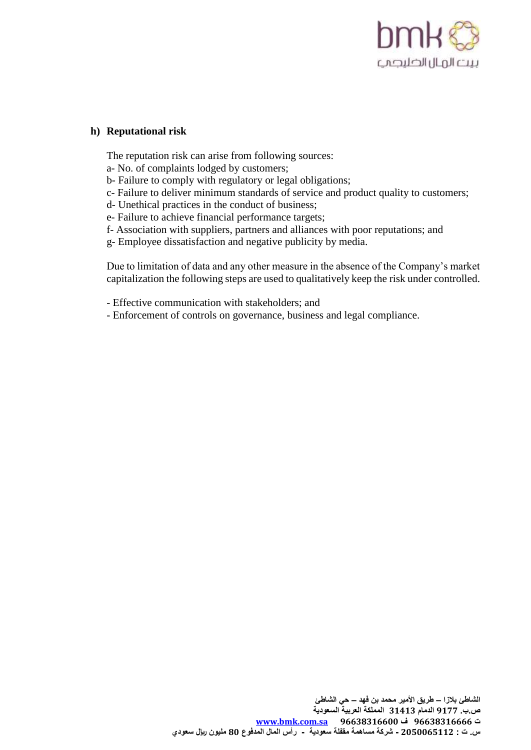### h) Reputational risk

The reputation risk can arise from following sources:

a- No. of complaints lodged by customers;
b- Failure to comply with regulatory or legal obligations;
c- Failure to deliver minimum standards of service and product quality to customers;
d- Unethical practices in the conduct of business;
e- Failure to achieve financial performance targets;
f- Association with suppliers, partners and alliances with poor reputations; and
g- Employee dissatisfaction and negative publicity by media.

Due to limitation of data and any other measure in the absence of the Company's market capitalization the following steps are used to qualitatively keep the risk under controlled.

- Effective communication with stakeholders; and
- Enforcement of controls on governance, business and legal compliance.